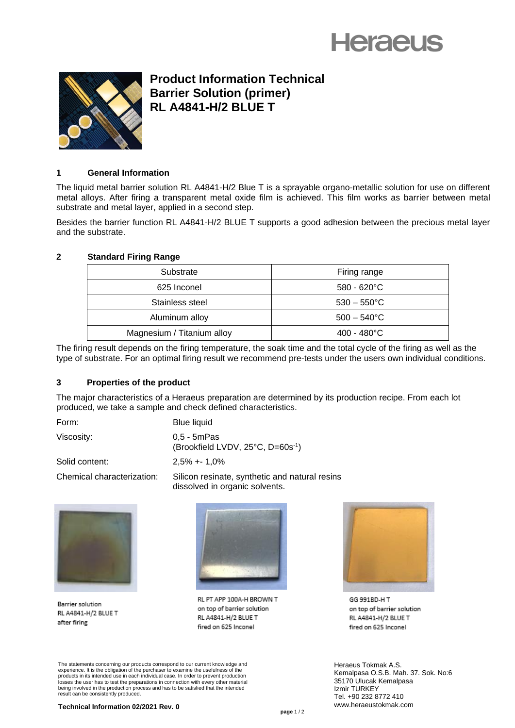# Product Information Technical
# Barrier Solution (primer)
# RL A4841-H/2 BLUE T

## 1 General Information

The liquid metal barrier solution RL A4841-H/2 Blue T is a sprayable organo-metallic solution for use on different metal alloys. After firing a transparent metal oxide film is achieved. This film works as barrier between metal substrate and metal layer, applied in a second step.

Besides the barrier function RL A4841-H/2 BLUE T supports a good adhesion between the precious metal layer and the substrate.

## 2 Standard Firing Range

| Substrate | Firing range |
| --- | --- |
| 625 Inconel | 580 - 620°C |
| Stainless steel | 530 – 550°C |
| Aluminum alloy | 500 – 540°C |
| Magnesium / Titanium alloy | 400 - 480°C |

The firing result depends on the firing temperature, the soak time and the total cycle of the firing as well as the type of substrate. For an optimal firing result we recommend pre-tests under the users own individual conditions.

## 3 Properties of the product

The major characteristics of a Heraeus preparation are determined by its production recipe. From each lot produced, we take a sample and check defined characteristics.

| | |
| --- | --- |
| Form: | Blue liquid |
| Viscosity: | 0,5 - 5mPas (Brookfield LVDV, 25°C, D=60s$^{-1}$) |
| Solid content: | 2,5% +- 1,0% |
| Chemical characterization: | Silicon resinate, synthetic and natural resins dissolved in organic solvents. |

Barrier solution RL A4841-H/2 BLUE T after firing

RL PT APP 100A-H BROWN T on top of barrier solution RL A4841-H/2 BLUE T fired on 625 Inconel

GG 991BD-H T on top of barrier solution RL A4841-H/2 BLUE T fired on 625 Inconel

The statements concerning our products correspond to our current knowledge and experience. It is the obligation of the purchaser to examine the usefulness of the products in its intended use in each individual case. In order to prevent production losses the user has to test the preparations in connection with every other material being involved in the production process and has to be satisfied that the intended result can be consistently produced.

**Technical Information 02/2021 Rev. 0**

Heraeus Tokmak A.S.
Kemalpasa O.S.B. Mah. 37. Sok. No:6
35170 Ulucak Kemalpasa
Izmir TURKEY
Tel. +90 232 8772 410
www.heraeustokmak.com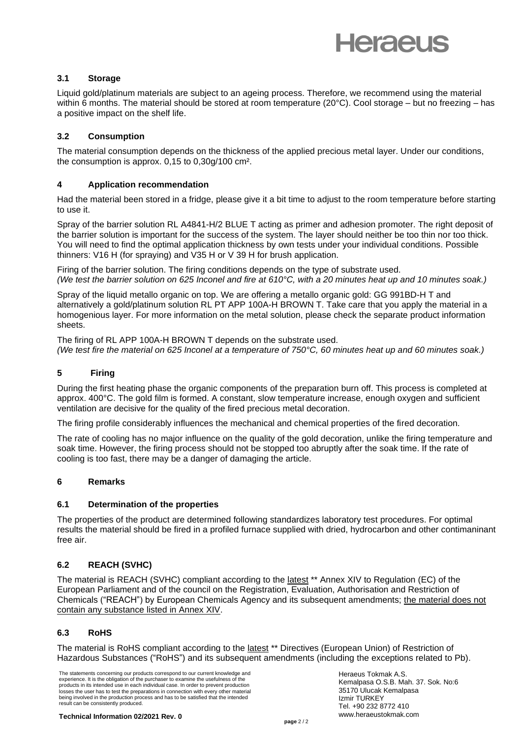### 3.1 Storage

Liquid gold/platinum materials are subject to an ageing process. Therefore, we recommend using the material within 6 months. The material should be stored at room temperature (20°C). Cool storage – but no freezing – has a positive impact on the shelf life.

### 3.2 Consumption

The material consumption depends on the thickness of the applied precious metal layer. Under our conditions, the consumption is approx. 0,15 to 0,30g/100 cm².

## 4 Application recommendation

Had the material been stored in a fridge, please give it a bit time to adjust to the room temperature before starting to use it.

Spray of the barrier solution RL A4841-H/2 BLUE T acting as primer and adhesion promoter. The right deposit of the barrier solution is important for the success of the system. The layer should neither be too thin nor too thick. You will need to find the optimal application thickness by own tests under your individual conditions. Possible thinners: V16 H (for spraying) and V35 H or V 39 H for brush application.

Firing of the barrier solution. The firing conditions depends on the type of substrate used.
*(We test the barrier solution on 625 Inconel and fire at 610°C, with a 20 minutes heat up and 10 minutes soak.)*

Spray of the liquid metallo organic on top. We are offering a metallo organic gold: GG 991BD-H T and alternatively a gold/platinum solution RL PT APP 100A-H BROWN T. Take care that you apply the material in a homogenious layer. For more information on the metal solution, please check the separate product information sheets.

The firing of RL APP 100A-H BROWN T depends on the substrate used.
*(We test fire the material on 625 Inconel at a temperature of 750°C, 60 minutes heat up and 60 minutes soak.)*

## 5 Firing

During the first heating phase the organic components of the preparation burn off. This process is completed at approx. 400°C. The gold film is formed. A constant, slow temperature increase, enough oxygen and sufficient ventilation are decisive for the quality of the fired precious metal decoration.

The firing profile considerably influences the mechanical and chemical properties of the fired decoration.

The rate of cooling has no major influence on the quality of the gold decoration, unlike the firing temperature and soak time. However, the firing process should not be stopped too abruptly after the soak time. If the rate of cooling is too fast, there may be a danger of damaging the article.

## 6 Remarks

### 6.1 Determination of the properties

The properties of the product are determined following standardizes laboratory test procedures. For optimal results the material should be fired in a profiled furnace supplied with dried, hydrocarbon and other contimaninant free air.

### 6.2 REACH (SVHC)

The material is REACH (SVHC) compliant according to the latest ** Annex XIV to Regulation (EC) of the European Parliament and of the council on the Registration, Evaluation, Authorisation and Restriction of Chemicals ("REACH") by European Chemicals Agency and its subsequent amendments; the material does not contain any substance listed in Annex XIV.

### 6.3 RoHS

The material is RoHS compliant according to the latest ** Directives (European Union) of Restriction of Hazardous Substances ("RoHS") and its subsequent amendments (including the exceptions related to Pb).

The statements concerning our products correspond to our current knowledge and experience. It is the obligation of the purchaser to examine the usefulness of the products in its intended use in each individual case. In order to prevent production losses the user has to test the preparations in connection with every other material being involved in the production process and has to be satisfied that the intended result can be consistently produced.

Heraeus Tokmak A.S.
Kemalpasa O.S.B. Mah. 37. Sok. No:6
35170 Ulucak Kemalpasa
Izmir TURKEY
Tel. +90 232 8772 410
www.heraeustokmak.com

**Technical Information 02/2021 Rev. 0**